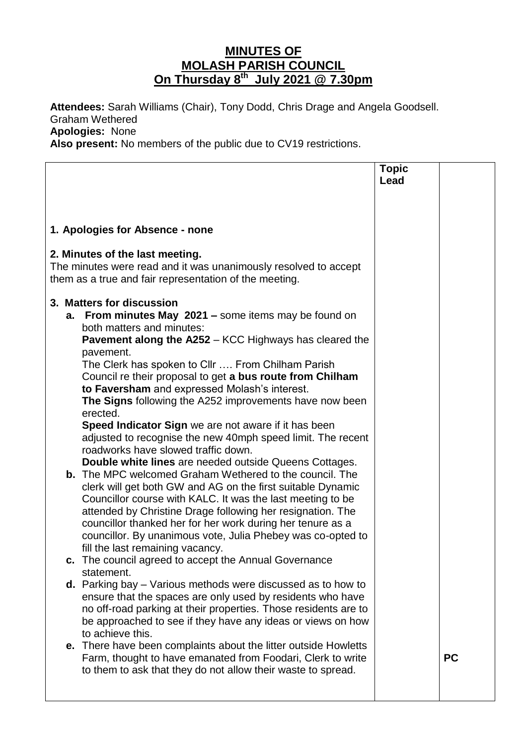# MINUTES OF
# MOLASH PARISH COUNCIL
## On Thursday 8th July 2021 @ 7.30pm

**Attendees:** Sarah Williams (Chair), Tony Dodd, Chris Drage and Angela Goodsell. Graham Wethered
**Apologies:** None
**Also present:** No members of the public due to CV19 restrictions.

| | Topic Lead | |
|---|---|---|
| **1. Apologies for Absence - none** | | |
| **2. Minutes of the last meeting.**<br>The minutes were read and it was unanimously resolved to accept them as a true and fair representation of the meeting. | | |
| **3. Matters for discussion**<br>**a. From minutes May 2021 –** some items may be found on both matters and minutes:<br>**Pavement along the A252** – KCC Highways has cleared the pavement.<br>The Clerk has spoken to Cllr …. From Chilham Parish Council re their proposal to get **a bus route from Chilham to Faversham** and expressed Molash's interest.<br>**The Signs** following the A252 improvements have now been erected.<br>**Speed Indicator Sign** we are not aware if it has been adjusted to recognise the new 40mph speed limit. The recent roadworks have slowed traffic down.<br>**Double white lines** are needed outside Queens Cottages.<br>**b.** The MPC welcomed Graham Wethered to the council. The clerk will get both GW and AG on the first suitable Dynamic Councillor course with KALC. It was the last meeting to be attended by Christine Drage following her resignation. The councillor thanked her for her work during her tenure as a councillor. By unanimous vote, Julia Phebey was co-opted to fill the last remaining vacancy.<br>**c.** The council agreed to accept the Annual Governance statement.<br>**d.** Parking bay – Various methods were discussed as to how to ensure that the spaces are only used by residents who have no off-road parking at their properties. Those residents are to be approached to see if they have any ideas or views on how to achieve this.<br>**e.** There have been complaints about the litter outside Howletts Farm, thought to have emanated from Foodari, Clerk to write to them to ask that they do not allow their waste to spread. | | PC |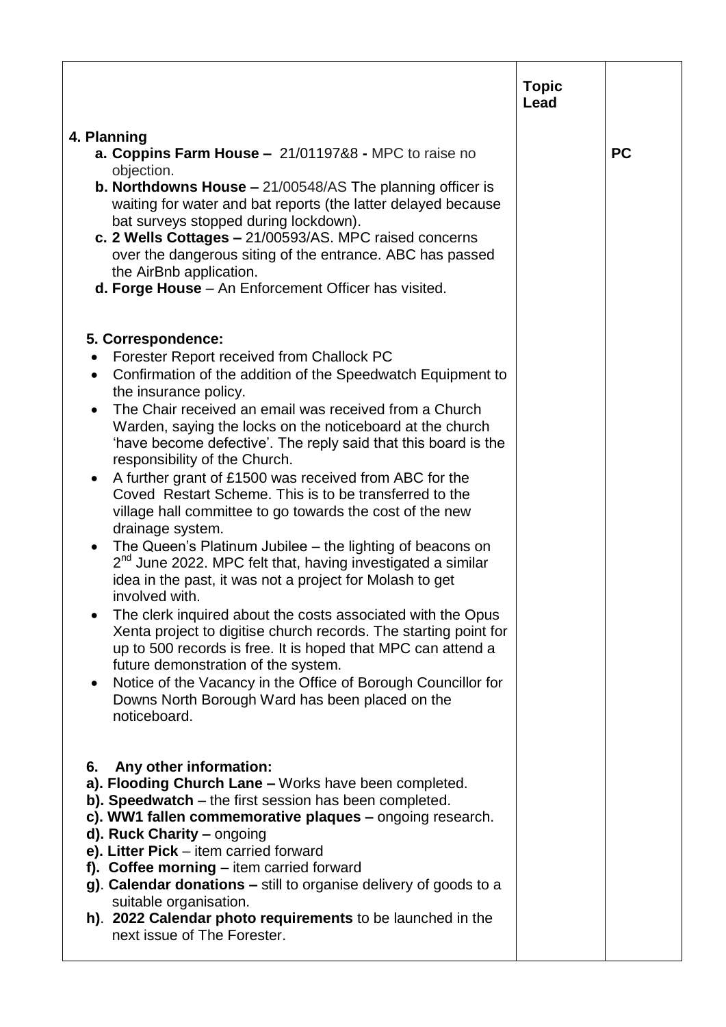| | Topic Lead | |
|---|---|---|
| **4. Planning**<br>**a. Coppins Farm House –** 21/01197&8 **-** MPC to raise no objection.<br>**b. Northdowns House –** 21/00548/AS The planning officer is waiting for water and bat reports (the latter delayed because bat surveys stopped during lockdown).<br>**c. 2 Wells Cottages –** 21/00593/AS. MPC raised concerns over the dangerous siting of the entrance. ABC has passed the AirBnb application.<br>**d. Forge House** – An Enforcement Officer has visited. | | **PC** |
| **5. Correspondence:**<br>• Forester Report received from Challock PC<br>• Confirmation of the addition of the Speedwatch Equipment to the insurance policy.<br>• The Chair received an email was received from a Church Warden, saying the locks on the noticeboard at the church 'have become defective'. The reply said that this board is the responsibility of the Church.<br>• A further grant of £1500 was received from ABC for the Coved Restart Scheme. This is to be transferred to the village hall committee to go towards the cost of the new drainage system.<br>• The Queen's Platinum Jubilee – the lighting of beacons on 2nd June 2022. MPC felt that, having investigated a similar idea in the past, it was not a project for Molash to get involved with.<br>• The clerk inquired about the costs associated with the Opus Xenta project to digitise church records. The starting point for up to 500 records is free. It is hoped that MPC can attend a future demonstration of the system.<br>• Notice of the Vacancy in the Office of Borough Councillor for Downs North Borough Ward has been placed on the noticeboard. | | |
| **6. Any other information:**<br>**a). Flooding Church Lane –** Works have been completed.<br>**b). Speedwatch** – the first session has been completed.<br>**c). WW1 fallen commemorative plaques –** ongoing research.<br>**d). Ruck Charity –** ongoing<br>**e). Litter Pick** – item carried forward<br>**f). Coffee morning** – item carried forward<br>**g)**. **Calendar donations –** still to organise delivery of goods to a suitable organisation.<br>**h)**. **2022 Calendar photo requirements** to be launched in the next issue of The Forester. | | |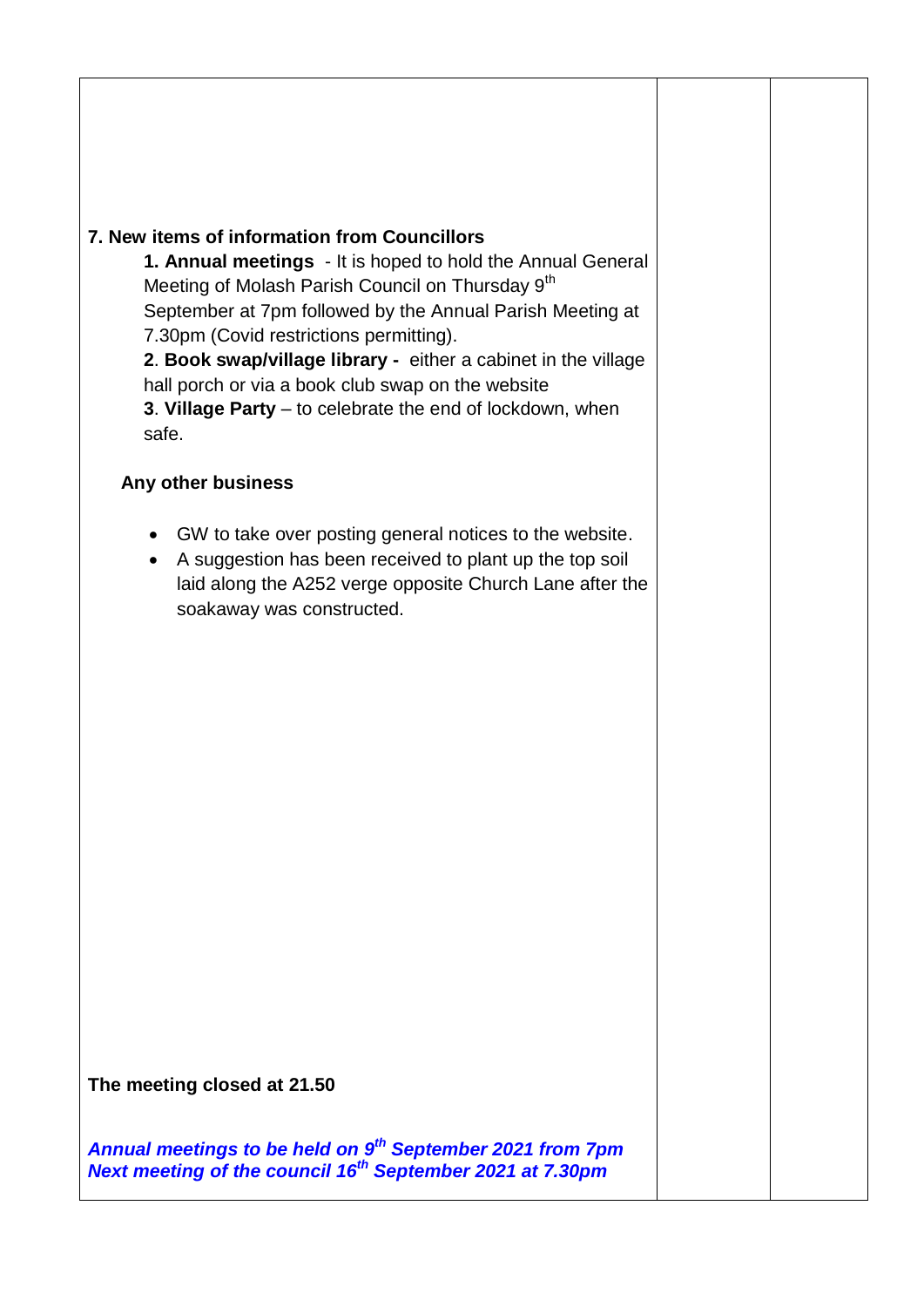**7. New items of information from Councillors**

**1. Annual meetings** - It is hoped to hold the Annual General Meeting of Molash Parish Council on Thursday 9th September at 7pm followed by the Annual Parish Meeting at 7.30pm (Covid restrictions permitting).

**2**. **Book swap/village library -** either a cabinet in the village hall porch or via a book club swap on the website

**3**. **Village Party** – to celebrate the end of lockdown, when safe.

**Any other business**

- GW to take over posting general notices to the website.
- A suggestion has been received to plant up the top soil laid along the A252 verge opposite Church Lane after the soakaway was constructed.

**The meeting closed at 21.50**

***Annual meetings to be held on 9th September 2021 from 7pm***
***Next meeting of the council 16th September 2021 at 7.30pm***